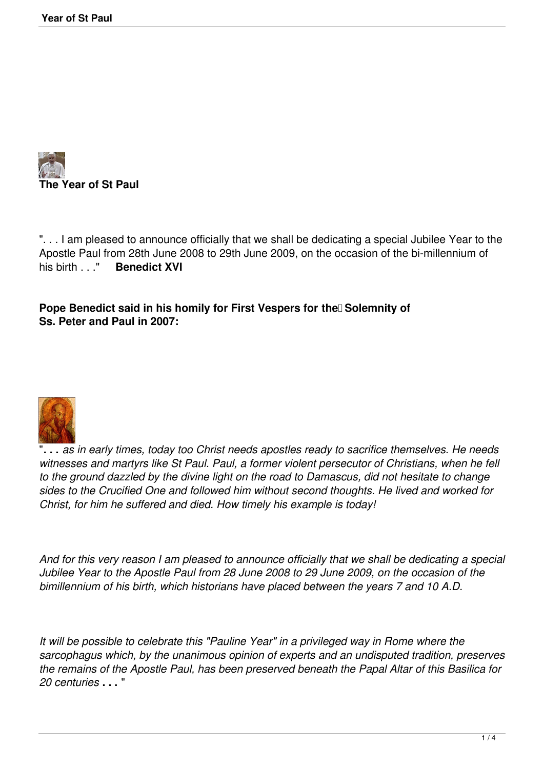**The Year of St Paul**

". . . I am pleased to announce officially that we shall be dedicating a special Jubilee Year to the Apostle Paul from 28th June 2008 to 29th June 2009, on the occasion of the bi-millennium of his birth . . ."    **Benedict XVI**

**Pope Benedict said in his homily for First Vespers for the Solemnity of Ss. Peter and Paul in 2007:**

"**. . .** *as in early times, today too Christ needs apostles ready to sacrifice themselves. He needs witnesses and martyrs like St Paul. Paul, a former violent persecutor of Christians, when he fell to the ground dazzled by the divine light on the road to Damascus, did not hesitate to change sides to the Crucified One and followed him without second thoughts. He lived and worked for Christ, for him he suffered and died. How timely his example is today!*

*And for this very reason I am pleased to announce officially that we shall be dedicating a special Jubilee Year to the Apostle Paul from 28 June 2008 to 29 June 2009, on the occasion of the bimillennium of his birth, which historians have placed between the years 7 and 10 A.D.*

*It will be possible to celebrate this "Pauline Year" in a privileged way in Rome where the sarcophagus which, by the unanimous opinion of experts and an undisputed tradition, preserves the remains of the Apostle Paul, has been preserved beneath the Papal Altar of this Basilica for 20 centuries* **. . .** "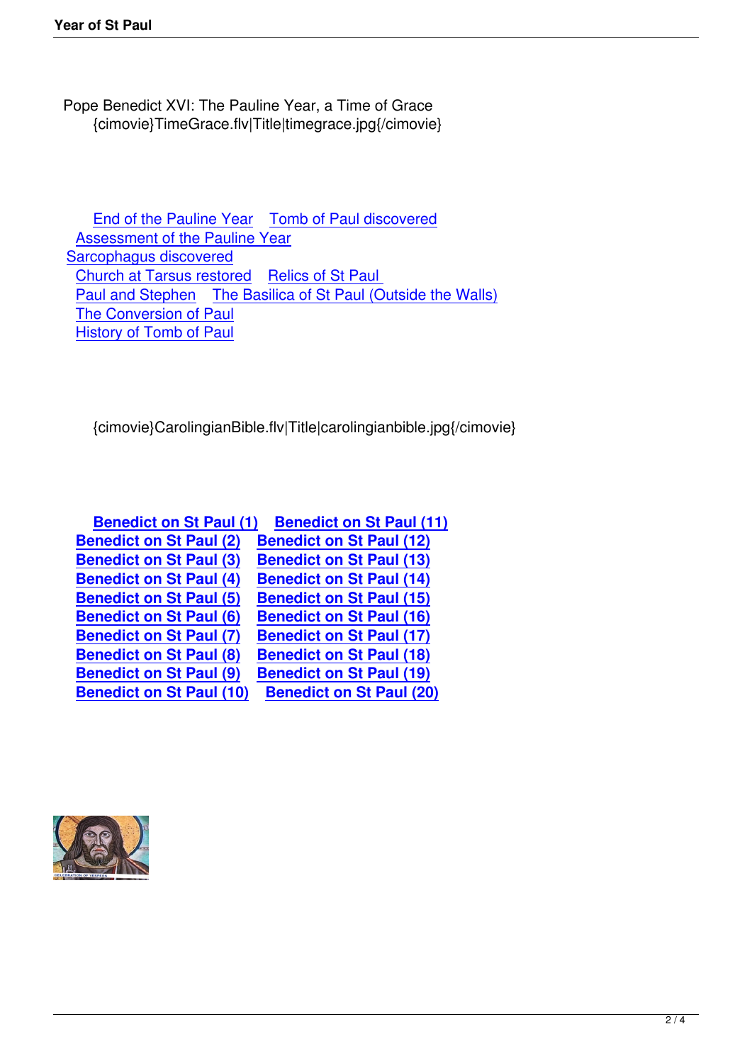Pope Benedict XVI: The Pauline Year, a Time of Grace
{cimovie}TimeGrace.flv|Title|timegrace.jpg{/cimovie}

End of the Pauline Year
Tomb of Paul discovered
Assessment of the Pauline Year
Sarcophagus discovered
Church at Tarsus restored
Relics of St Paul
Paul and Stephen
The Basilica of St Paul (Outside the Walls)
The Conversion of Paul
History of Tomb of Paul

{cimovie}CarolingianBible.flv|Title|carolingianbible.jpg{/cimovie}

**Benedict on St Paul (1)**
**Benedict on St Paul (2)**
**Benedict on St Paul (3)**
**Benedict on St Paul (4)**
**Benedict on St Paul (5)**
**Benedict on St Paul (6)**
**Benedict on St Paul (7)**
**Benedict on St Paul (8)**
**Benedict on St Paul (9)**
**Benedict on St Paul (10)**
**Benedict on St Paul (11)**
**Benedict on St Paul (12)**
**Benedict on St Paul (13)**
**Benedict on St Paul (14)**
**Benedict on St Paul (15)**
**Benedict on St Paul (16)**
**Benedict on St Paul (17)**
**Benedict on St Paul (18)**
**Benedict on St Paul (19)**
**Benedict on St Paul (20)**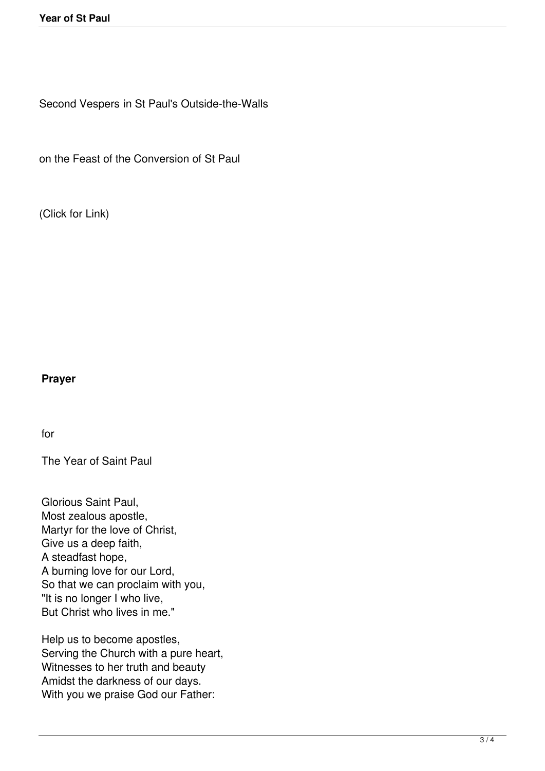Second Vespers in St Paul's Outside-the-Walls

on the Feast of the Conversion of St Paul

(Click for Link)

**Prayer**

for

The Year of Saint Paul

Glorious Saint Paul,  
Most zealous apostle,  
Martyr for the love of Christ,  
Give us a deep faith,  
A steadfast hope,  
A burning love for our Lord,  
So that we can proclaim with you,  
"It is no longer I who live,  
But Christ who lives in me."

Help us to become apostles,  
Serving the Church with a pure heart,  
Witnesses to her truth and beauty  
Amidst the darkness of our days.  
With you we praise God our Father: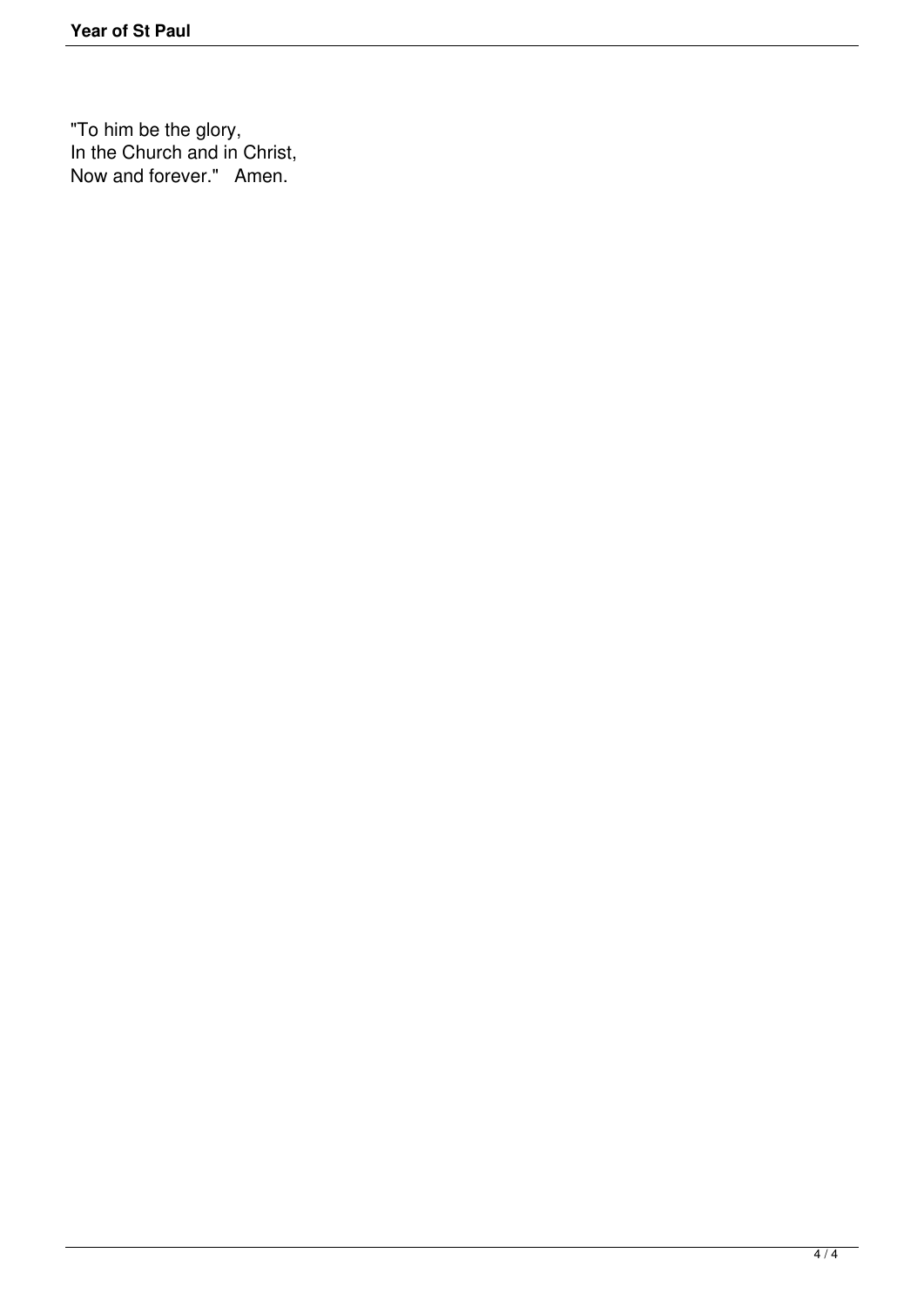"To him be the glory,  
In the Church and in Christ,  
Now and forever."   Amen.